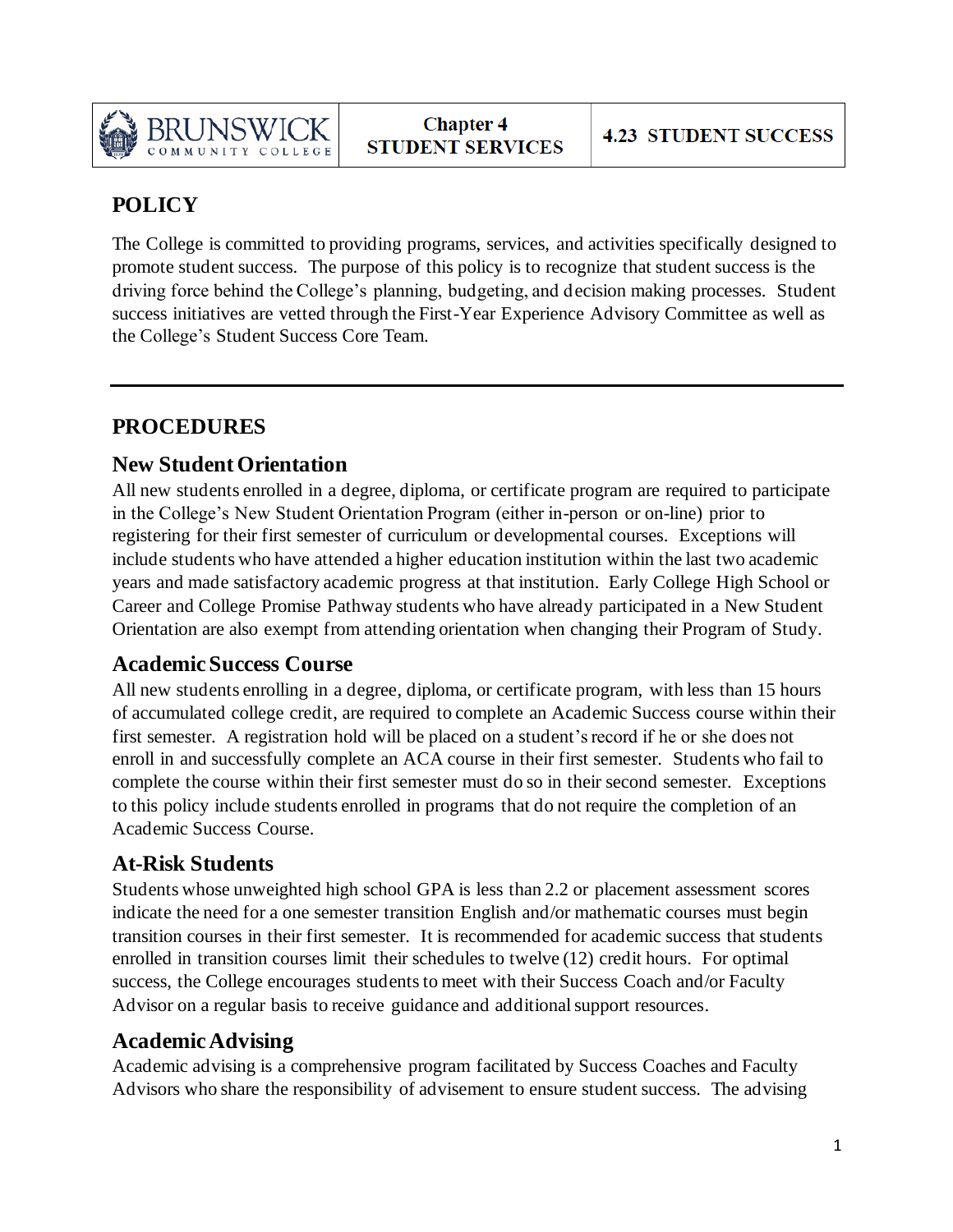| BRUNSWICK COMMUNITY COLLEGE | Chapter 4 STUDENT SERVICES | 4.23 STUDENT SUCCESS |
| --- | --- | --- |

## POLICY

The College is committed to providing programs, services, and activities specifically designed to promote student success. The purpose of this policy is to recognize that student success is the driving force behind the College's planning, budgeting, and decision making processes. Student success initiatives are vetted through the First-Year Experience Advisory Committee as well as the College's Student Success Core Team.

---

## PROCEDURES

### New Student Orientation

All new students enrolled in a degree, diploma, or certificate program are required to participate in the College's New Student Orientation Program (either in-person or on-line) prior to registering for their first semester of curriculum or developmental courses. Exceptions will include students who have attended a higher education institution within the last two academic years and made satisfactory academic progress at that institution. Early College High School or Career and College Promise Pathway students who have already participated in a New Student Orientation are also exempt from attending orientation when changing their Program of Study.

### Academic Success Course

All new students enrolling in a degree, diploma, or certificate program, with less than 15 hours of accumulated college credit, are required to complete an Academic Success course within their first semester. A registration hold will be placed on a student's record if he or she does not enroll in and successfully complete an ACA course in their first semester. Students who fail to complete the course within their first semester must do so in their second semester. Exceptions to this policy include students enrolled in programs that do not require the completion of an Academic Success Course.

### At-Risk Students

Students whose unweighted high school GPA is less than 2.2 or placement assessment scores indicate the need for a one semester transition English and/or mathematic courses must begin transition courses in their first semester. It is recommended for academic success that students enrolled in transition courses limit their schedules to twelve (12) credit hours. For optimal success, the College encourages students to meet with their Success Coach and/or Faculty Advisor on a regular basis to receive guidance and additional support resources.

### Academic Advising

Academic advising is a comprehensive program facilitated by Success Coaches and Faculty Advisors who share the responsibility of advisement to ensure student success. The advising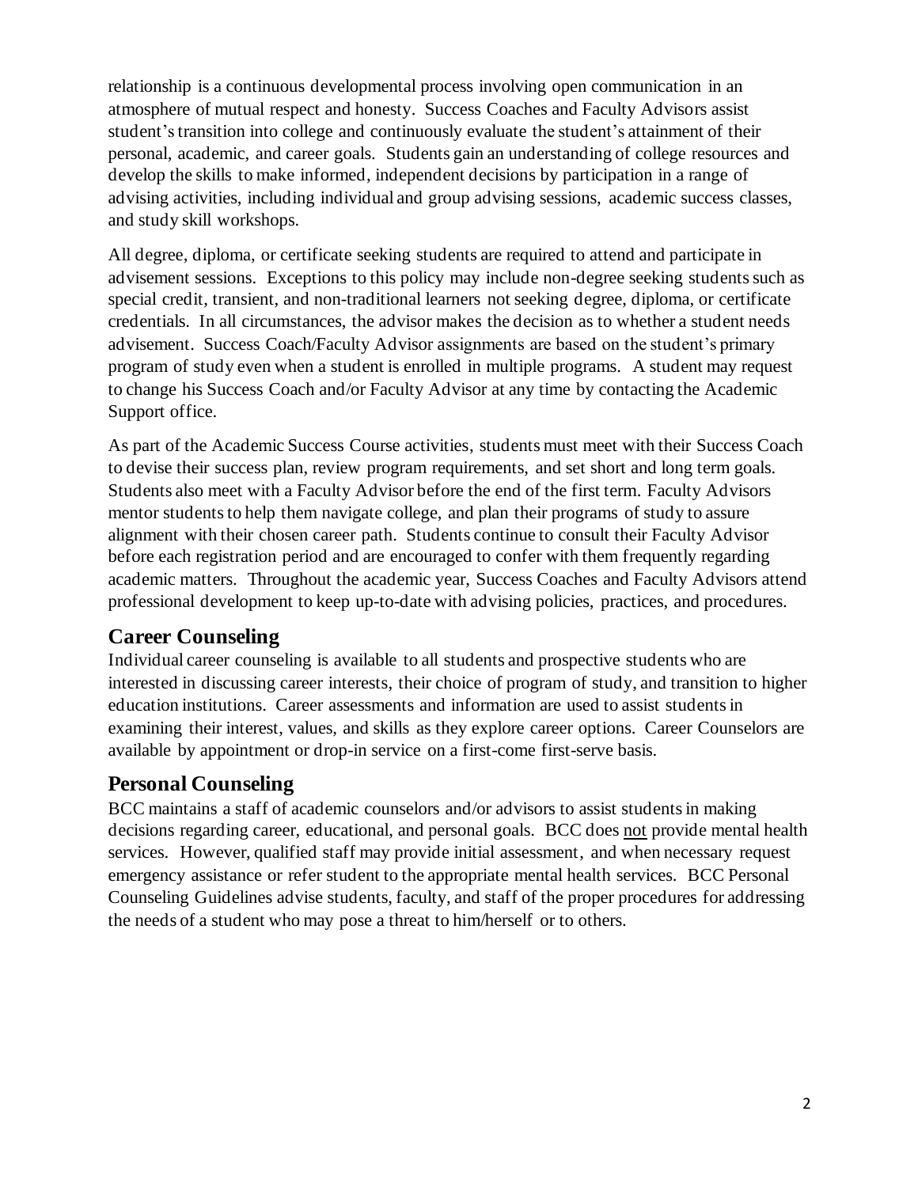relationship is a continuous developmental process involving open communication in an atmosphere of mutual respect and honesty. Success Coaches and Faculty Advisors assist student's transition into college and continuously evaluate the student's attainment of their personal, academic, and career goals. Students gain an understanding of college resources and develop the skills to make informed, independent decisions by participation in a range of advising activities, including individual and group advising sessions, academic success classes, and study skill workshops.

All degree, diploma, or certificate seeking students are required to attend and participate in advisement sessions. Exceptions to this policy may include non-degree seeking students such as special credit, transient, and non-traditional learners not seeking degree, diploma, or certificate credentials. In all circumstances, the advisor makes the decision as to whether a student needs advisement. Success Coach/Faculty Advisor assignments are based on the student's primary program of study even when a student is enrolled in multiple programs. A student may request to change his Success Coach and/or Faculty Advisor at any time by contacting the Academic Support office.

As part of the Academic Success Course activities, students must meet with their Success Coach to devise their success plan, review program requirements, and set short and long term goals. Students also meet with a Faculty Advisor before the end of the first term. Faculty Advisors mentor students to help them navigate college, and plan their programs of study to assure alignment with their chosen career path. Students continue to consult their Faculty Advisor before each registration period and are encouraged to confer with them frequently regarding academic matters. Throughout the academic year, Success Coaches and Faculty Advisors attend professional development to keep up-to-date with advising policies, practices, and procedures.

## Career Counseling

Individual career counseling is available to all students and prospective students who are interested in discussing career interests, their choice of program of study, and transition to higher education institutions. Career assessments and information are used to assist students in examining their interest, values, and skills as they explore career options. Career Counselors are available by appointment or drop-in service on a first-come first-serve basis.

## Personal Counseling

BCC maintains a staff of academic counselors and/or advisors to assist students in making decisions regarding career, educational, and personal goals. BCC does <u>not</u> provide mental health services. However, qualified staff may provide initial assessment, and when necessary request emergency assistance or refer student to the appropriate mental health services. BCC Personal Counseling Guidelines advise students, faculty, and staff of the proper procedures for addressing the needs of a student who may pose a threat to him/herself or to others.